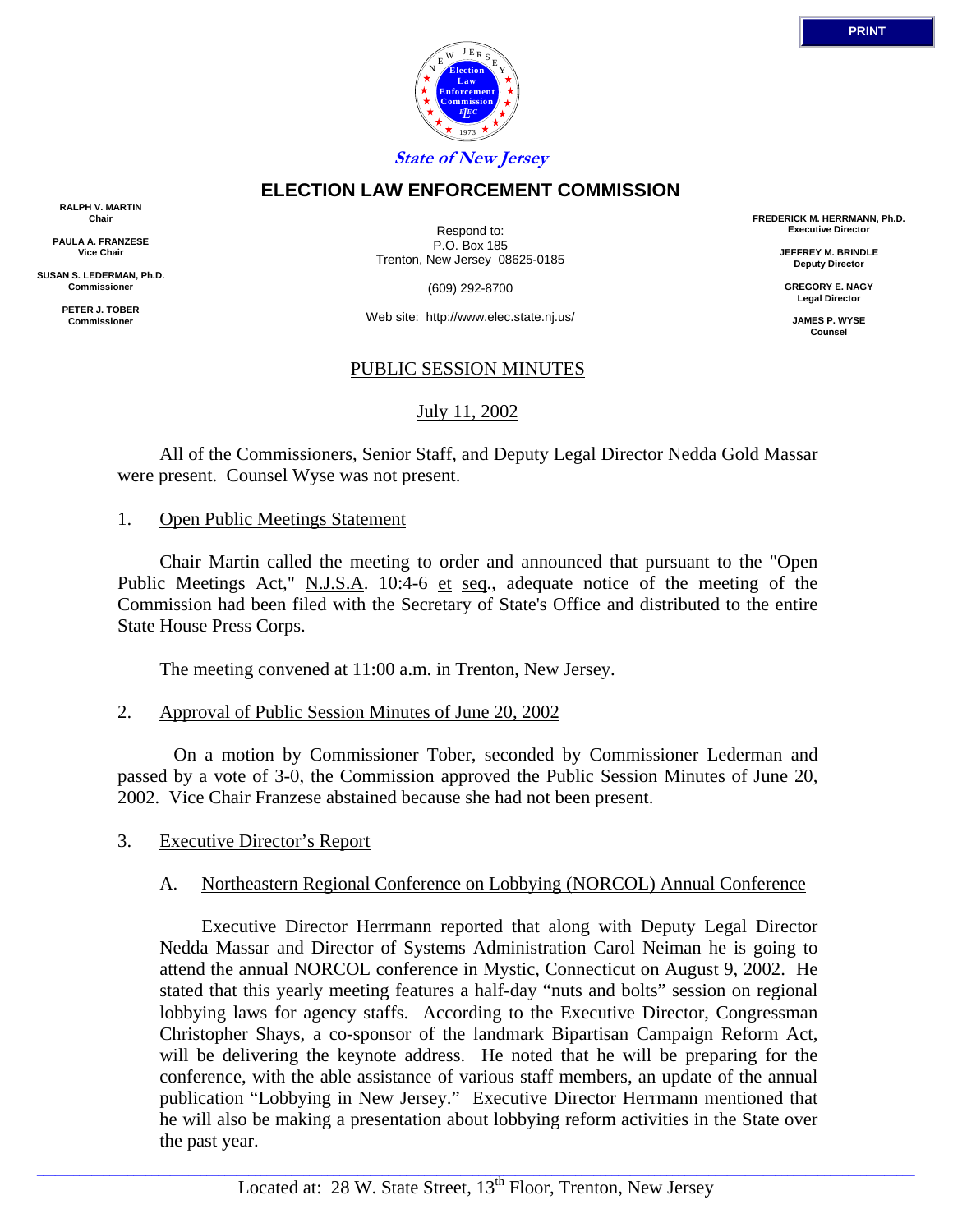State of New Jersey

# ELECTION LAW ENFORCEMENT COMMISSION

**RALPH V. MARTIN**
**Chair**

**PAULA A. FRANZESE**
**Vice Chair**

**SUSAN S. LEDERMAN, Ph.D.**
**Commissioner**

**PETER J. TOBER**
**Commissioner**

Respond to:
P.O. Box 185
Trenton, New Jersey 08625-0185

(609) 292-8700

Web site: http://www.elec.state.nj.us/

**FREDERICK M. HERRMANN, Ph.D.**
**Executive Director**

**JEFFREY M. BRINDLE**
**Deputy Director**

**GREGORY E. NAGY**
**Legal Director**

**JAMES P. WYSE**
**Counsel**

## PUBLIC SESSION MINUTES

July 11, 2002

All of the Commissioners, Senior Staff, and Deputy Legal Director Nedda Gold Massar were present. Counsel Wyse was not present.

1. Open Public Meetings Statement

Chair Martin called the meeting to order and announced that pursuant to the "Open Public Meetings Act," N.J.S.A. 10:4-6 et seq., adequate notice of the meeting of the Commission had been filed with the Secretary of State's Office and distributed to the entire State House Press Corps.

The meeting convened at 11:00 a.m. in Trenton, New Jersey.

2. Approval of Public Session Minutes of June 20, 2002

On a motion by Commissioner Tober, seconded by Commissioner Lederman and passed by a vote of 3-0, the Commission approved the Public Session Minutes of June 20, 2002. Vice Chair Franzese abstained because she had not been present.

3. Executive Director's Report

A. Northeastern Regional Conference on Lobbying (NORCOL) Annual Conference

Executive Director Herrmann reported that along with Deputy Legal Director Nedda Massar and Director of Systems Administration Carol Neiman he is going to attend the annual NORCOL conference in Mystic, Connecticut on August 9, 2002. He stated that this yearly meeting features a half-day "nuts and bolts" session on regional lobbying laws for agency staffs. According to the Executive Director, Congressman Christopher Shays, a co-sponsor of the landmark Bipartisan Campaign Reform Act, will be delivering the keynote address. He noted that he will be preparing for the conference, with the able assistance of various staff members, an update of the annual publication "Lobbying in New Jersey." Executive Director Herrmann mentioned that he will also be making a presentation about lobbying reform activities in the State over the past year.

Located at: 28 W. State Street, 13th Floor, Trenton, New Jersey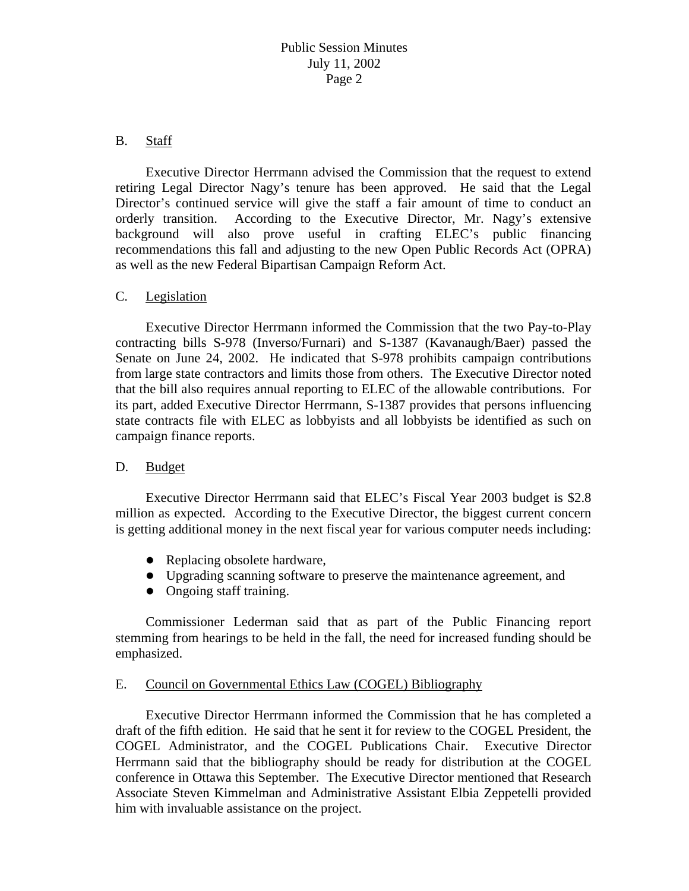B. Staff

Executive Director Herrmann advised the Commission that the request to extend retiring Legal Director Nagy's tenure has been approved. He said that the Legal Director's continued service will give the staff a fair amount of time to conduct an orderly transition. According to the Executive Director, Mr. Nagy's extensive background will also prove useful in crafting ELEC's public financing recommendations this fall and adjusting to the new Open Public Records Act (OPRA) as well as the new Federal Bipartisan Campaign Reform Act.

C. Legislation

Executive Director Herrmann informed the Commission that the two Pay-to-Play contracting bills S-978 (Inverso/Furnari) and S-1387 (Kavanaugh/Baer) passed the Senate on June 24, 2002. He indicated that S-978 prohibits campaign contributions from large state contractors and limits those from others. The Executive Director noted that the bill also requires annual reporting to ELEC of the allowable contributions. For its part, added Executive Director Herrmann, S-1387 provides that persons influencing state contracts file with ELEC as lobbyists and all lobbyists be identified as such on campaign finance reports.

D. Budget

Executive Director Herrmann said that ELEC's Fiscal Year 2003 budget is $2.8 million as expected. According to the Executive Director, the biggest current concern is getting additional money in the next fiscal year for various computer needs including:

- Replacing obsolete hardware,
- Upgrading scanning software to preserve the maintenance agreement, and
- Ongoing staff training.

Commissioner Lederman said that as part of the Public Financing report stemming from hearings to be held in the fall, the need for increased funding should be emphasized.

E. Council on Governmental Ethics Law (COGEL) Bibliography

Executive Director Herrmann informed the Commission that he has completed a draft of the fifth edition. He said that he sent it for review to the COGEL President, the COGEL Administrator, and the COGEL Publications Chair. Executive Director Herrmann said that the bibliography should be ready for distribution at the COGEL conference in Ottawa this September. The Executive Director mentioned that Research Associate Steven Kimmelman and Administrative Assistant Elbia Zeppetelli provided him with invaluable assistance on the project.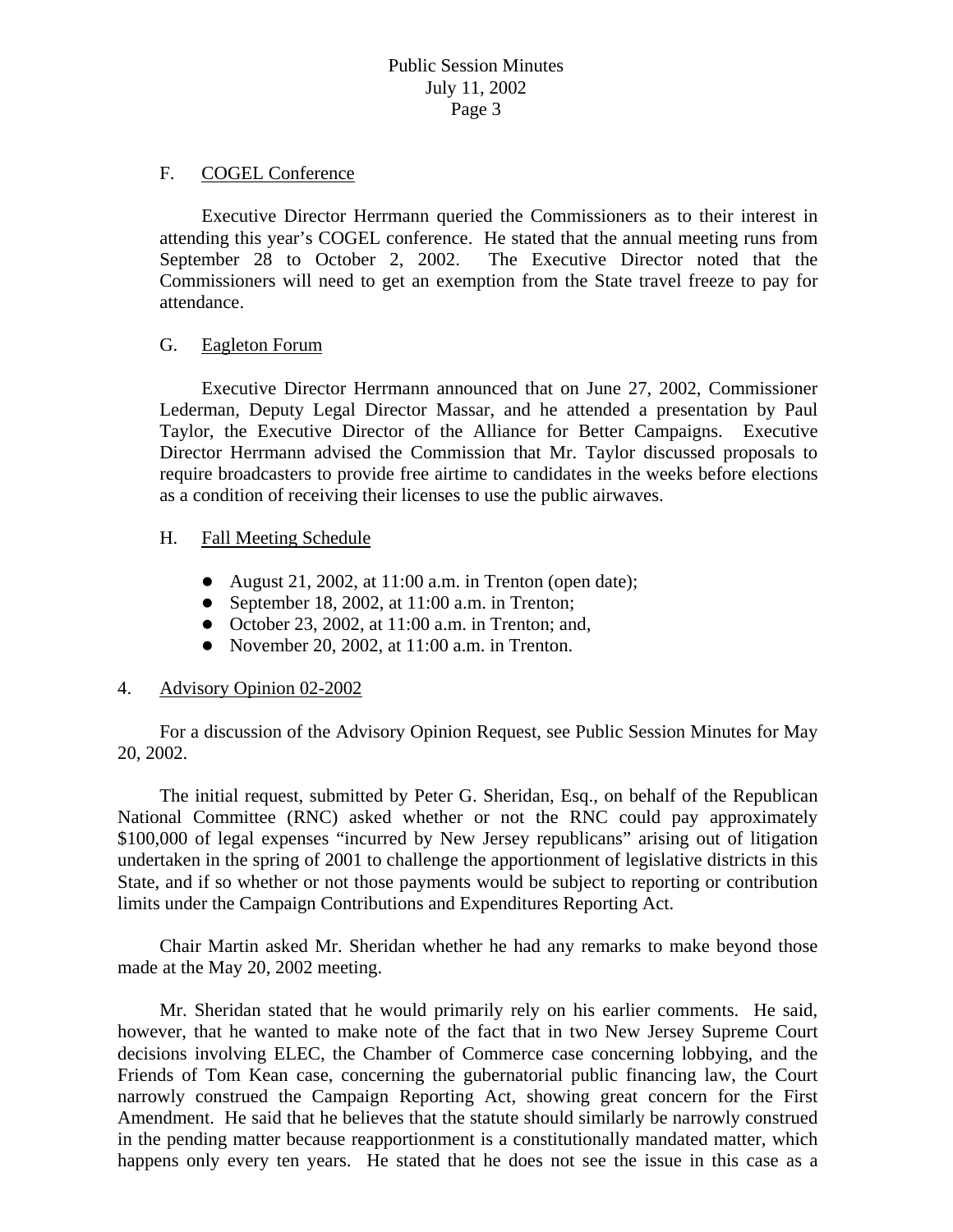F. COGEL Conference

Executive Director Herrmann queried the Commissioners as to their interest in attending this year's COGEL conference. He stated that the annual meeting runs from September 28 to October 2, 2002. The Executive Director noted that the Commissioners will need to get an exemption from the State travel freeze to pay for attendance.

G. Eagleton Forum

Executive Director Herrmann announced that on June 27, 2002, Commissioner Lederman, Deputy Legal Director Massar, and he attended a presentation by Paul Taylor, the Executive Director of the Alliance for Better Campaigns. Executive Director Herrmann advised the Commission that Mr. Taylor discussed proposals to require broadcasters to provide free airtime to candidates in the weeks before elections as a condition of receiving their licenses to use the public airwaves.

H. Fall Meeting Schedule

- August 21, 2002, at 11:00 a.m. in Trenton (open date);
- September 18, 2002, at 11:00 a.m. in Trenton;
- October 23, 2002, at 11:00 a.m. in Trenton; and,
- November 20, 2002, at 11:00 a.m. in Trenton.

4. Advisory Opinion 02-2002

For a discussion of the Advisory Opinion Request, see Public Session Minutes for May 20, 2002.

The initial request, submitted by Peter G. Sheridan, Esq., on behalf of the Republican National Committee (RNC) asked whether or not the RNC could pay approximately $100,000 of legal expenses "incurred by New Jersey republicans" arising out of litigation undertaken in the spring of 2001 to challenge the apportionment of legislative districts in this State, and if so whether or not those payments would be subject to reporting or contribution limits under the Campaign Contributions and Expenditures Reporting Act.

Chair Martin asked Mr. Sheridan whether he had any remarks to make beyond those made at the May 20, 2002 meeting.

Mr. Sheridan stated that he would primarily rely on his earlier comments. He said, however, that he wanted to make note of the fact that in two New Jersey Supreme Court decisions involving ELEC, the Chamber of Commerce case concerning lobbying, and the Friends of Tom Kean case, concerning the gubernatorial public financing law, the Court narrowly construed the Campaign Reporting Act, showing great concern for the First Amendment. He said that he believes that the statute should similarly be narrowly construed in the pending matter because reapportionment is a constitutionally mandated matter, which happens only every ten years. He stated that he does not see the issue in this case as a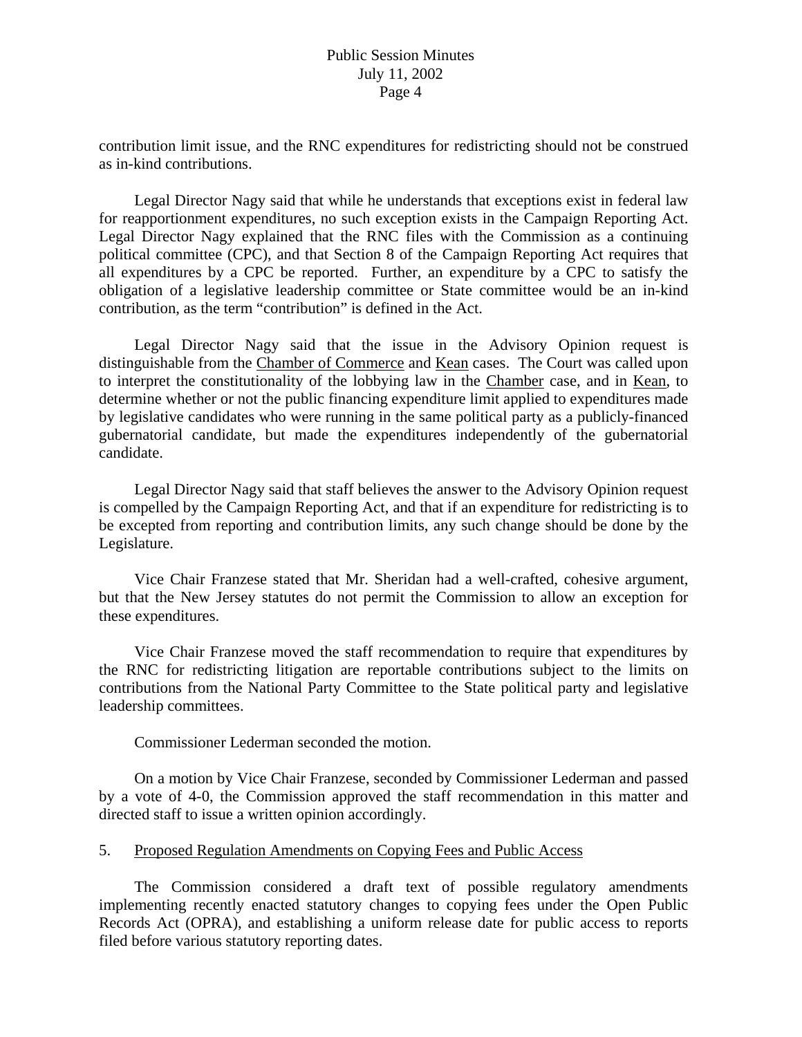contribution limit issue, and the RNC expenditures for redistricting should not be construed as in-kind contributions.

Legal Director Nagy said that while he understands that exceptions exist in federal law for reapportionment expenditures, no such exception exists in the Campaign Reporting Act. Legal Director Nagy explained that the RNC files with the Commission as a continuing political committee (CPC), and that Section 8 of the Campaign Reporting Act requires that all expenditures by a CPC be reported. Further, an expenditure by a CPC to satisfy the obligation of a legislative leadership committee or State committee would be an in-kind contribution, as the term "contribution" is defined in the Act.

Legal Director Nagy said that the issue in the Advisory Opinion request is distinguishable from the Chamber of Commerce and Kean cases. The Court was called upon to interpret the constitutionality of the lobbying law in the Chamber case, and in Kean, to determine whether or not the public financing expenditure limit applied to expenditures made by legislative candidates who were running in the same political party as a publicly-financed gubernatorial candidate, but made the expenditures independently of the gubernatorial candidate.

Legal Director Nagy said that staff believes the answer to the Advisory Opinion request is compelled by the Campaign Reporting Act, and that if an expenditure for redistricting is to be excepted from reporting and contribution limits, any such change should be done by the Legislature.

Vice Chair Franzese stated that Mr. Sheridan had a well-crafted, cohesive argument, but that the New Jersey statutes do not permit the Commission to allow an exception for these expenditures.

Vice Chair Franzese moved the staff recommendation to require that expenditures by the RNC for redistricting litigation are reportable contributions subject to the limits on contributions from the National Party Committee to the State political party and legislative leadership committees.

Commissioner Lederman seconded the motion.

On a motion by Vice Chair Franzese, seconded by Commissioner Lederman and passed by a vote of 4-0, the Commission approved the staff recommendation in this matter and directed staff to issue a written opinion accordingly.

5. Proposed Regulation Amendments on Copying Fees and Public Access

The Commission considered a draft text of possible regulatory amendments implementing recently enacted statutory changes to copying fees under the Open Public Records Act (OPRA), and establishing a uniform release date for public access to reports filed before various statutory reporting dates.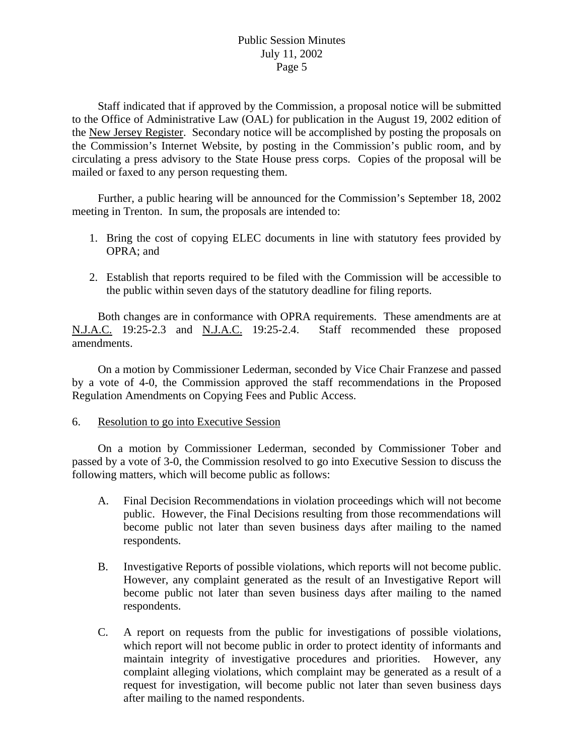Staff indicated that if approved by the Commission, a proposal notice will be submitted to the Office of Administrative Law (OAL) for publication in the August 19, 2002 edition of the New Jersey Register. Secondary notice will be accomplished by posting the proposals on the Commission's Internet Website, by posting in the Commission's public room, and by circulating a press advisory to the State House press corps. Copies of the proposal will be mailed or faxed to any person requesting them.

Further, a public hearing will be announced for the Commission's September 18, 2002 meeting in Trenton. In sum, the proposals are intended to:

1. Bring the cost of copying ELEC documents in line with statutory fees provided by OPRA; and
2. Establish that reports required to be filed with the Commission will be accessible to the public within seven days of the statutory deadline for filing reports.

Both changes are in conformance with OPRA requirements. These amendments are at N.J.A.C. 19:25-2.3 and N.J.A.C. 19:25-2.4. Staff recommended these proposed amendments.

On a motion by Commissioner Lederman, seconded by Vice Chair Franzese and passed by a vote of 4-0, the Commission approved the staff recommendations in the Proposed Regulation Amendments on Copying Fees and Public Access.

6. Resolution to go into Executive Session

On a motion by Commissioner Lederman, seconded by Commissioner Tober and passed by a vote of 3-0, the Commission resolved to go into Executive Session to discuss the following matters, which will become public as follows:

A. Final Decision Recommendations in violation proceedings which will not become public. However, the Final Decisions resulting from those recommendations will become public not later than seven business days after mailing to the named respondents.

B. Investigative Reports of possible violations, which reports will not become public. However, any complaint generated as the result of an Investigative Report will become public not later than seven business days after mailing to the named respondents.

C. A report on requests from the public for investigations of possible violations, which report will not become public in order to protect identity of informants and maintain integrity of investigative procedures and priorities. However, any complaint alleging violations, which complaint may be generated as a result of a request for investigation, will become public not later than seven business days after mailing to the named respondents.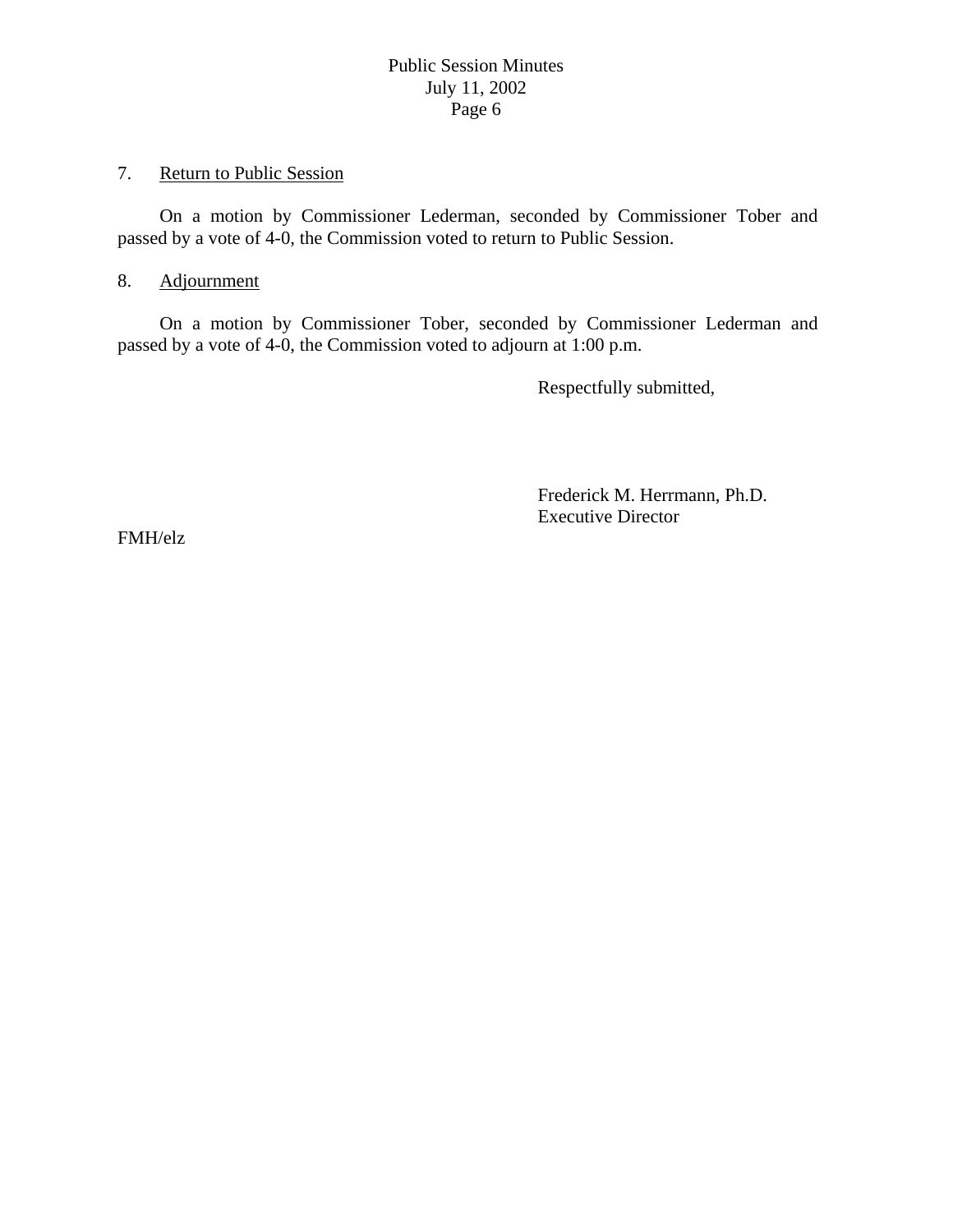7. Return to Public Session

On a motion by Commissioner Lederman, seconded by Commissioner Tober and passed by a vote of 4-0, the Commission voted to return to Public Session.

8. Adjournment

On a motion by Commissioner Tober, seconded by Commissioner Lederman and passed by a vote of 4-0, the Commission voted to adjourn at 1:00 p.m.

Respectfully submitted,

Frederick M. Herrmann, Ph.D.
Executive Director

FMH/elz